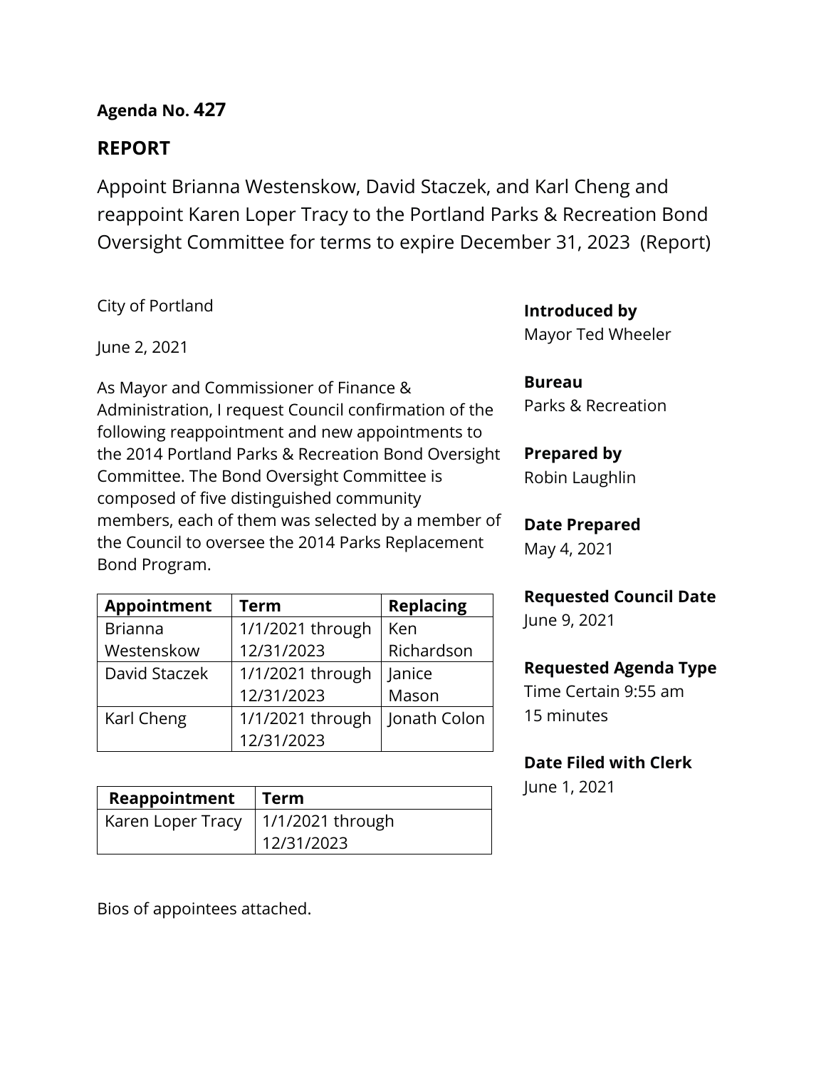**Agenda No. 427**

## REPORT

Appoint Brianna Westenskow, David Staczek, and Karl Cheng and reappoint Karen Loper Tracy to the Portland Parks & Recreation Bond Oversight Committee for terms to expire December 31, 2023 (Report)

City of Portland

June 2, 2021

As Mayor and Commissioner of Finance & Administration, I request Council confirmation of the following reappointment and new appointments to the 2014 Portland Parks & Recreation Bond Oversight Committee. The Bond Oversight Committee is composed of five distinguished community members, each of them was selected by a member of the Council to oversee the 2014 Parks Replacement Bond Program.

| Appointment | Term | Replacing |
|---|---|---|
| Brianna Westenskow | 1/1/2021 through 12/31/2023 | Ken Richardson |
| David Staczek | 1/1/2021 through 12/31/2023 | Janice Mason |
| Karl Cheng | 1/1/2021 through 12/31/2023 | Jonath Colon |

| Reappointment | Term |
|---|---|
| Karen Loper Tracy | 1/1/2021 through 12/31/2023 |

Bios of appointees attached.

**Introduced by**
Mayor Ted Wheeler

**Bureau**
Parks & Recreation

**Prepared by**
Robin Laughlin

**Date Prepared**
May 4, 2021

**Requested Council Date**
June 9, 2021

**Requested Agenda Type**
Time Certain 9:55 am
15 minutes

**Date Filed with Clerk**
June 1, 2021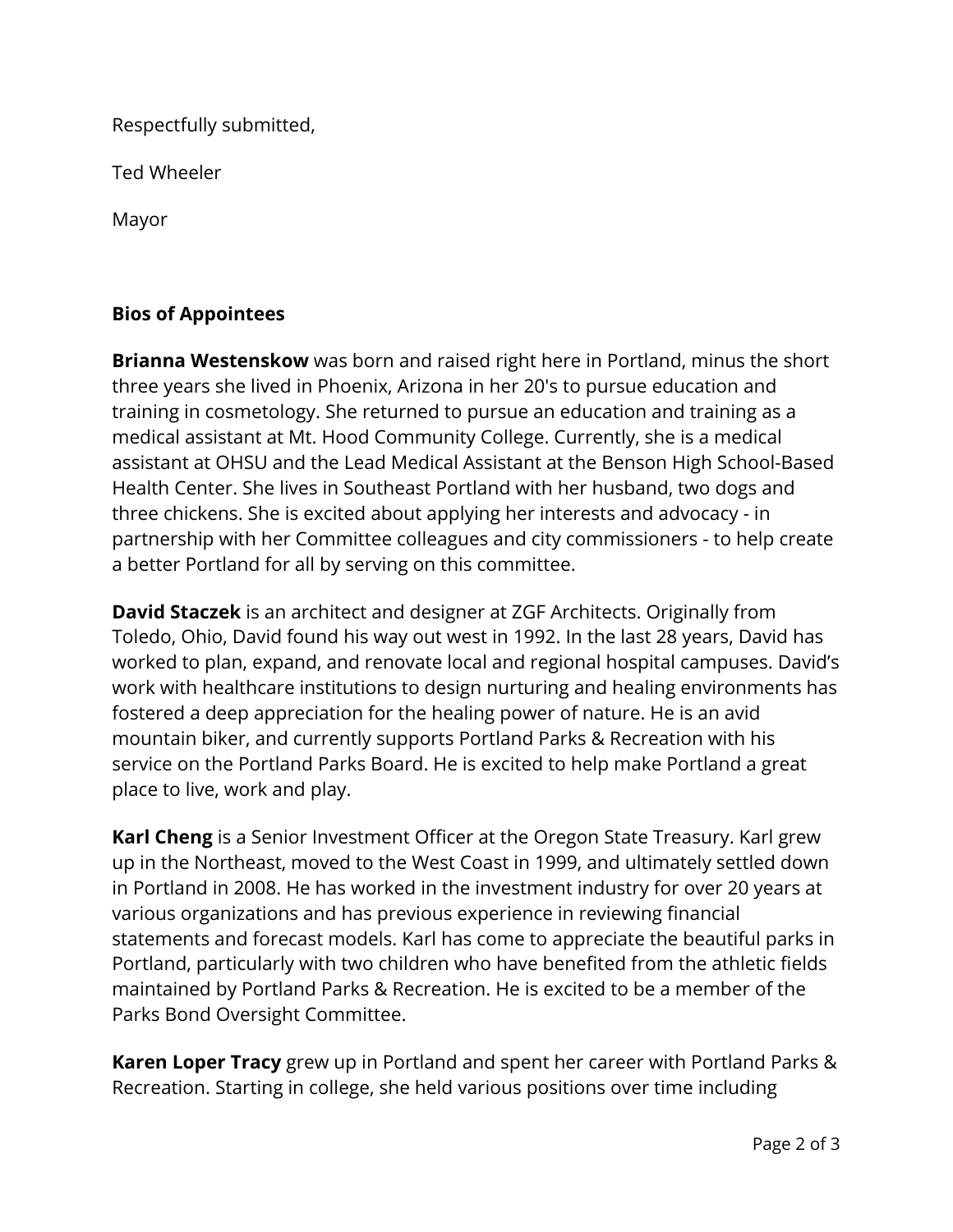Respectfully submitted,

Ted Wheeler

Mayor

**Bios of Appointees**

**Brianna Westenskow** was born and raised right here in Portland, minus the short three years she lived in Phoenix, Arizona in her 20's to pursue education and training in cosmetology. She returned to pursue an education and training as a medical assistant at Mt. Hood Community College. Currently, she is a medical assistant at OHSU and the Lead Medical Assistant at the Benson High School-Based Health Center. She lives in Southeast Portland with her husband, two dogs and three chickens. She is excited about applying her interests and advocacy - in partnership with her Committee colleagues and city commissioners - to help create a better Portland for all by serving on this committee.

**David Staczek** is an architect and designer at ZGF Architects. Originally from Toledo, Ohio, David found his way out west in 1992. In the last 28 years, David has worked to plan, expand, and renovate local and regional hospital campuses. David's work with healthcare institutions to design nurturing and healing environments has fostered a deep appreciation for the healing power of nature. He is an avid mountain biker, and currently supports Portland Parks & Recreation with his service on the Portland Parks Board. He is excited to help make Portland a great place to live, work and play.

**Karl Cheng** is a Senior Investment Officer at the Oregon State Treasury. Karl grew up in the Northeast, moved to the West Coast in 1999, and ultimately settled down in Portland in 2008. He has worked in the investment industry for over 20 years at various organizations and has previous experience in reviewing financial statements and forecast models. Karl has come to appreciate the beautiful parks in Portland, particularly with two children who have benefited from the athletic fields maintained by Portland Parks & Recreation. He is excited to be a member of the Parks Bond Oversight Committee.

**Karen Loper Tracy** grew up in Portland and spent her career with Portland Parks & Recreation. Starting in college, she held various positions over time including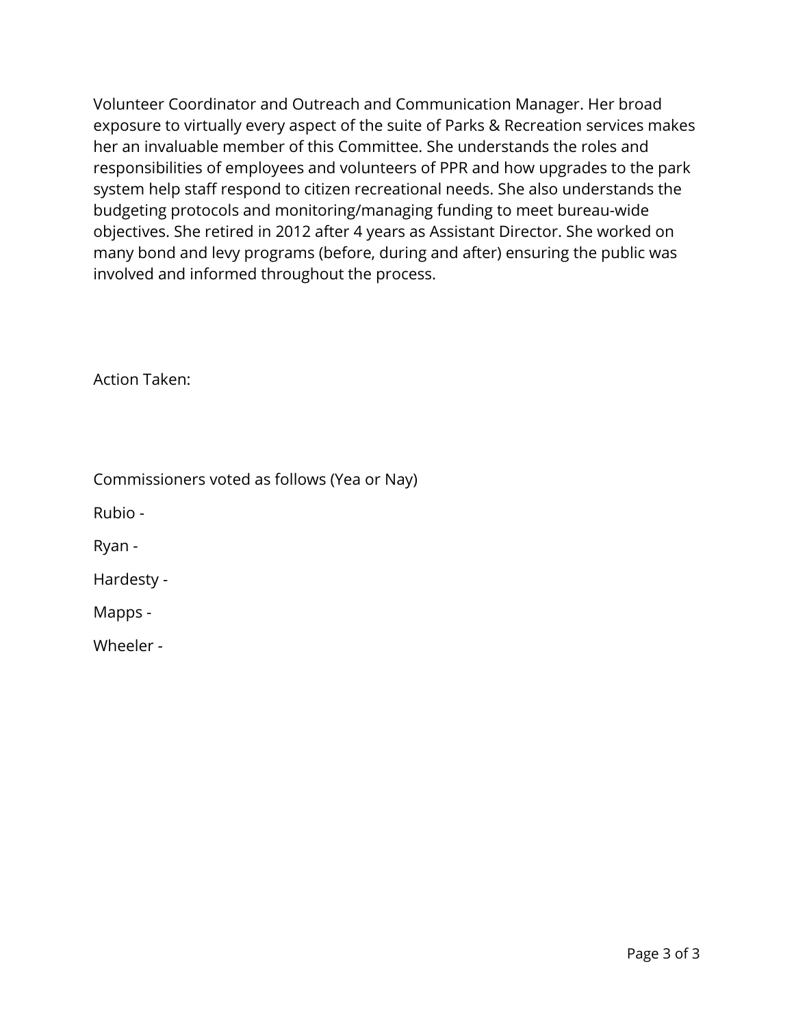Volunteer Coordinator and Outreach and Communication Manager. Her broad exposure to virtually every aspect of the suite of Parks & Recreation services makes her an invaluable member of this Committee. She understands the roles and responsibilities of employees and volunteers of PPR and how upgrades to the park system help staff respond to citizen recreational needs. She also understands the budgeting protocols and monitoring/managing funding to meet bureau-wide objectives. She retired in 2012 after 4 years as Assistant Director. She worked on many bond and levy programs (before, during and after) ensuring the public was involved and informed throughout the process.

Action Taken:

Commissioners voted as follows (Yea or Nay)

Rubio -

Ryan -

Hardesty -

Mapps -

Wheeler -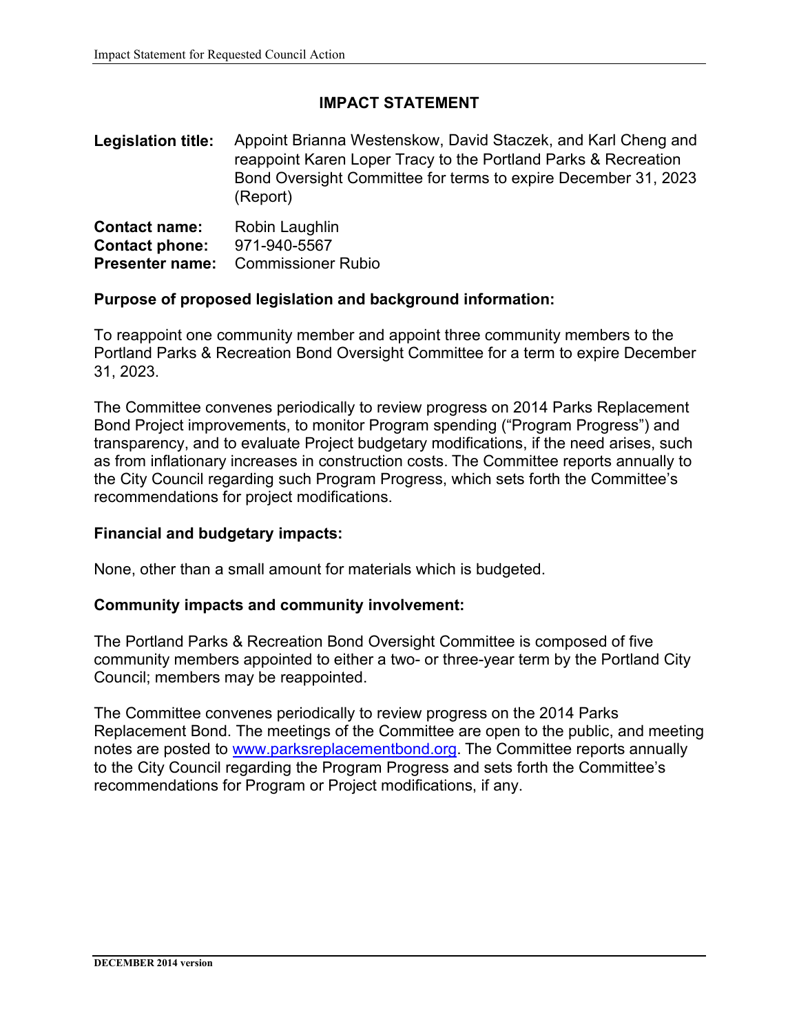# IMPACT STATEMENT

**Legislation title:** Appoint Brianna Westenskow, David Staczek, and Karl Cheng and reappoint Karen Loper Tracy to the Portland Parks & Recreation Bond Oversight Committee for terms to expire December 31, 2023 (Report)

**Contact name:** Robin Laughlin
**Contact phone:** 971-940-5567
**Presenter name:** Commissioner Rubio

## Purpose of proposed legislation and background information:

To reappoint one community member and appoint three community members to the Portland Parks & Recreation Bond Oversight Committee for a term to expire December 31, 2023.

The Committee convenes periodically to review progress on 2014 Parks Replacement Bond Project improvements, to monitor Program spending ("Program Progress") and transparency, and to evaluate Project budgetary modifications, if the need arises, such as from inflationary increases in construction costs. The Committee reports annually to the City Council regarding such Program Progress, which sets forth the Committee's recommendations for project modifications.

## Financial and budgetary impacts:

None, other than a small amount for materials which is budgeted.

## Community impacts and community involvement:

The Portland Parks & Recreation Bond Oversight Committee is composed of five community members appointed to either a two- or three-year term by the Portland City Council; members may be reappointed.

The Committee convenes periodically to review progress on the 2014 Parks Replacement Bond. The meetings of the Committee are open to the public, and meeting notes are posted to www.parksreplacementbond.org. The Committee reports annually to the City Council regarding the Program Progress and sets forth the Committee's recommendations for Program or Project modifications, if any.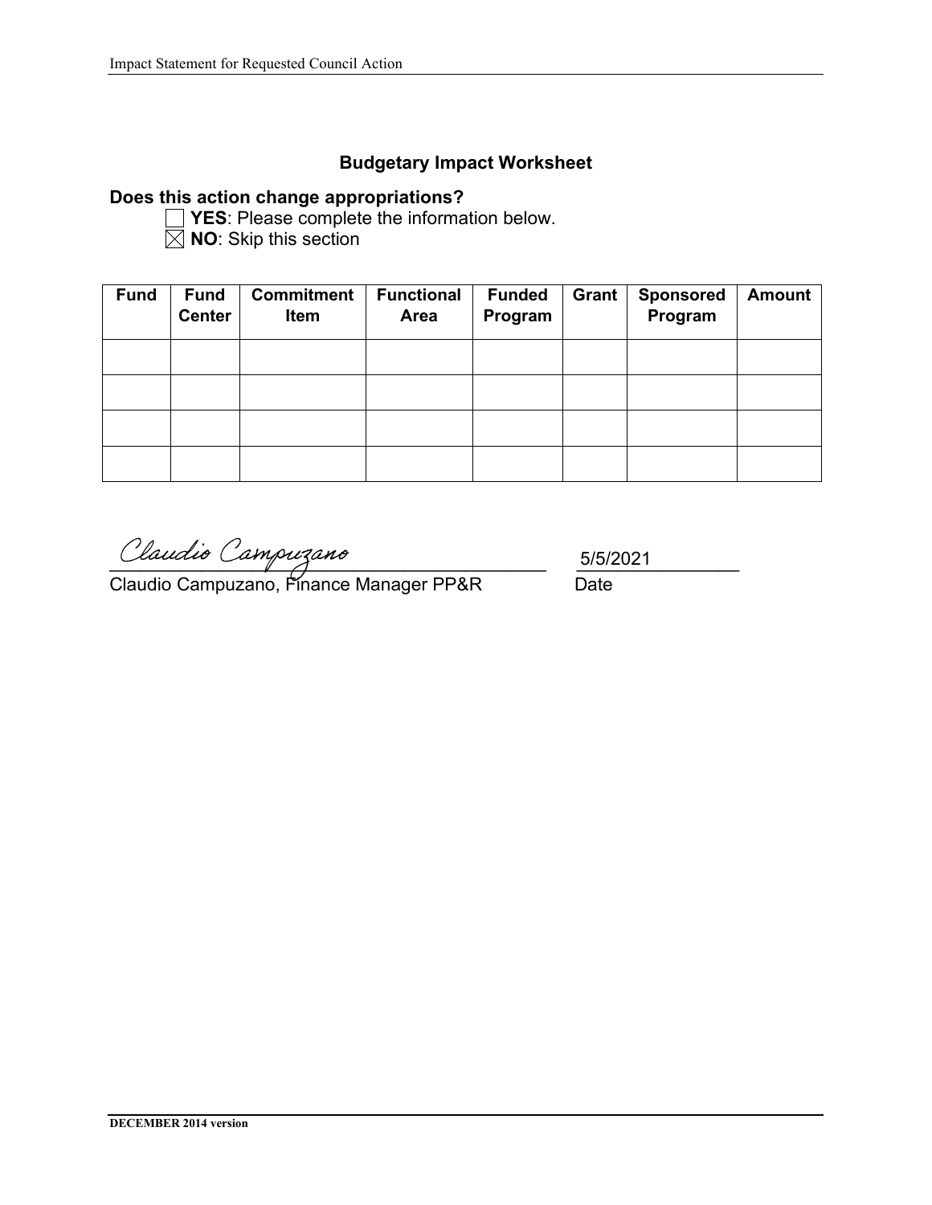## Budgetary Impact Worksheet

**Does this action change appropriations?**

☐ **YES**: Please complete the information below.

☒ **NO**: Skip this section

| Fund | Fund Center | Commitment Item | Functional Area | Funded Program | Grant | Sponsored Program | Amount |
|---|---|---|---|---|---|---|---|
| | | | | | | | |
| | | | | | | | |
| | | | | | | | |
| | | | | | | | |

Claudio Campuzano

Claudio Campuzano, Finance Manager PP&R

5/5/2021

Date

**DECEMBER 2014 version**